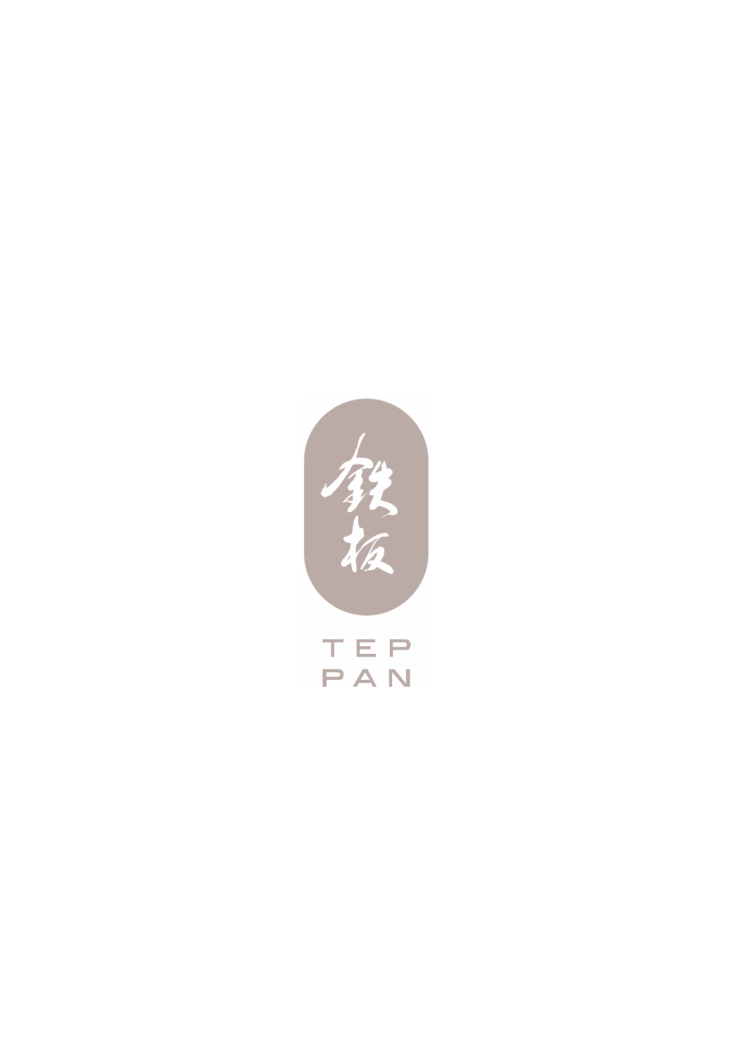鉄板

TEP
PAN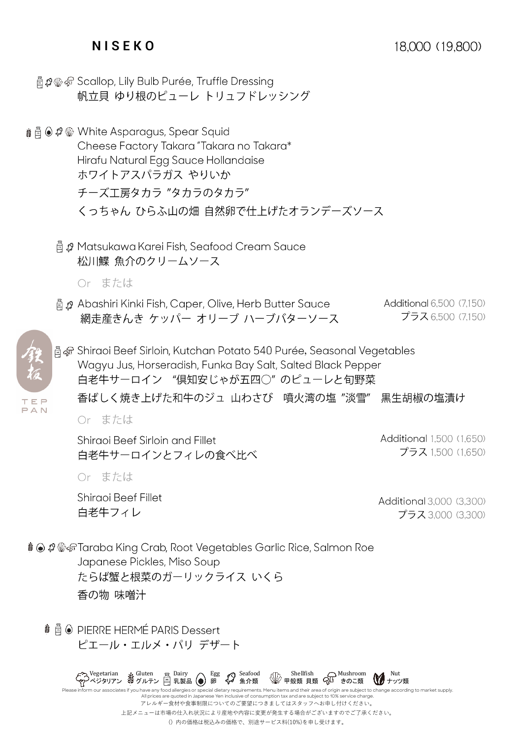## NISEKO

18,000 (19,800)

Scallop, Lily Bulb Purée, Truffle Dressing
帆立貝 ゆり根のピューレ トリュフドレッシング

White Asparagus, Spear Squid
Cheese Factory Takara "Takara no Takara"
Hirafu Natural Egg Sauce Hollandaise
ホワイトアスパラガス やりいか
チーズ工房タカラ "タカラのタカラ"
くっちゃん ひらふ山の畑 自然卵で仕上げたオランデーズソース

Matsukawa Karei Fish, Seafood Cream Sauce
松川鰈 魚介のクリームソース

Or または

Abashiri Kinki Fish, Caper, Olive, Herb Butter Sauce
網走産きんき ケッパー オリーブ ハーブバターソース
Additional 6,500 (7,150)
プラス 6,500 (7,150)

鉄板 TEPPAN

Shiraoi Beef Sirloin, Kutchan Potato 540 Purée, Seasonal Vegetables
Wagyu Jus, Horseradish, Funka Bay Salt, Salted Black Pepper
白老牛サーロイン "倶知安じゃが五四〇" のピューレと旬野菜
香ばしく焼き上げた和牛のジュ 山わさび 噴火湾の塩 "淡雪" 黒生胡椒の塩漬け

Or または

Shiraoi Beef Sirloin and Fillet
白老牛サーロインとフィレの食べ比べ
Additional 1,500 (1,650)
プラス 1,500 (1,650)

Or または

Shiraoi Beef Fillet
白老牛フィレ
Additional 3,000 (3,300)
プラス 3,000 (3,300)

Taraba King Crab, Root Vegetables Garlic Rice, Salmon Roe
Japanese Pickles, Miso Soup
たらば蟹と根菜のガーリックライス いくら
香の物 味噌汁

PIERRE HERMÉ PARIS Dessert
ピエール・エルメ・パリ デザート

Vegetarian ベジタリアン / Gluten グルテン / Dairy 乳製品 / Egg 卵 / Seafood 魚介類 / Shellfish 甲殻類 貝類 / Mushroom きのこ類 / Nut ナッツ類

Please inform our associates if you have any food allergies or special dietary requirements. Menu items and their area of origin are subject to change according to market supply.
All prices are quoted in Japanese Yen inclusive of consumption tax and are subject to 10% service charge.
アレルギー食材や食事制限についてのご要望につきましてはスタッフへお申し付けください。
上記メニューは市場の仕入れ状況により産地や内容に変更が発生する場合がございますのでご了承ください。
()内の価格は税込みの価格で、別途サービス料(10%)を申し受けます。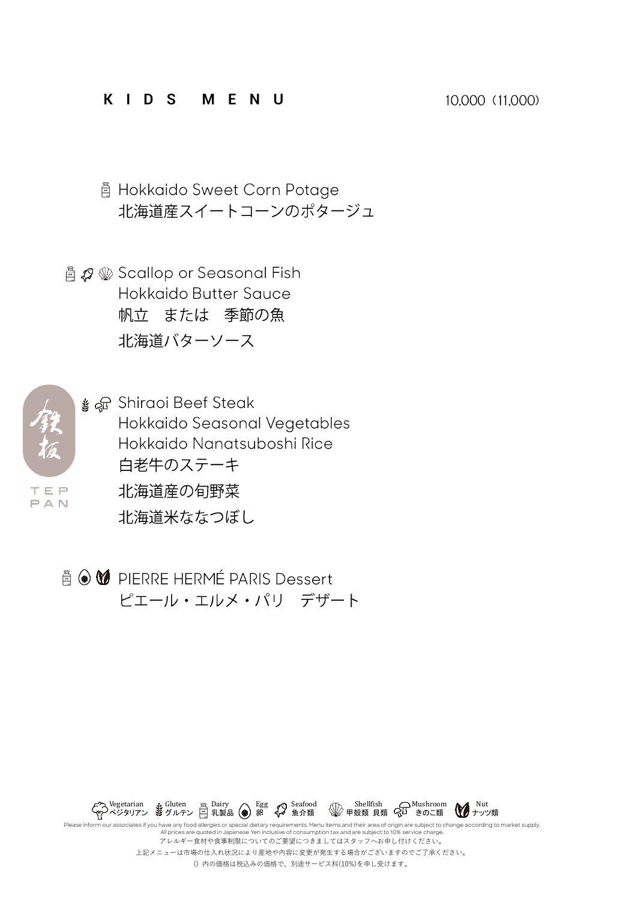## K I D S　M E N U

10,000（11,000）

Hokkaido Sweet Corn Potage
北海道産スイートコーンのポタージュ

Scallop or Seasonal Fish
Hokkaido Butter Sauce
帆立　または　季節の魚
北海道バターソース

鉄板
TEP PAN

Shiraoi Beef Steak
Hokkaido Seasonal Vegetables
Hokkaido Nanatsuboshi Rice
白老牛のステーキ
北海道産の旬野菜
北海道米ななつぼし

PIERRE HERMÉ PARIS Dessert
ピエール・エルメ・パリ　デザート

Vegetarian ベジタリアン　Gluten グルテン　Dairy 乳製品　Egg 卵　Seafood 魚介類　Shellfish 甲殻類 貝類　Mushroom きのこ類　Nut ナッツ類

Please inform our associates if you have any food allergies or special dietary requirements. Menu items and their area of origin are subject to change according to market supply.
All prices are quoted in Japanese Yen inclusive of consumption tax and are subject to 10% service charge.
アレルギー食材や食事制限についてのご要望につきましてはスタッフへお申し付けください。
上記メニューは市場の仕入れ状況により産地や内容に変更が発生する場合がございますのでご了承ください。
（）内の価格は税込みの価格で、別途サービス料(10%)を申し受けます。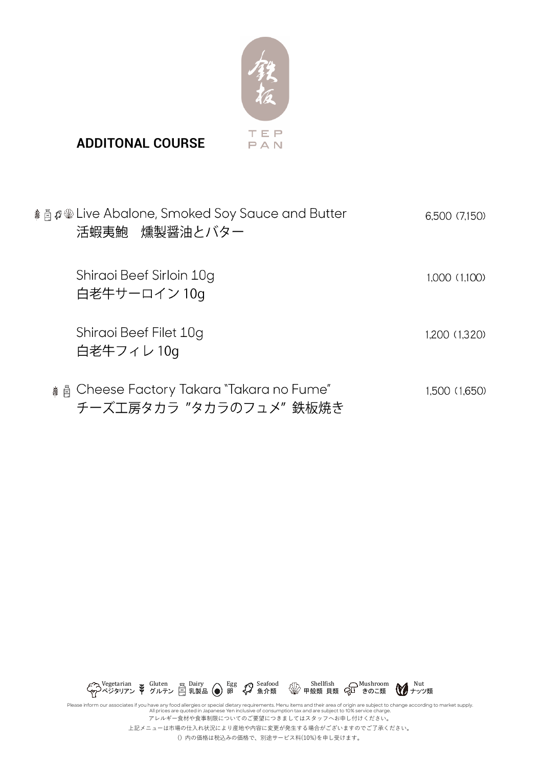鉄板

TEP PAN

## ADDITONAL COURSE

| | |
|---|---|
| Live Abalone, Smoked Soy Sauce and Butter<br>活蝦夷鮑　燻製醤油とバター | 6,500 (7,150) |
| Shiraoi Beef Sirloin 10g<br>白老牛サーロイン 10g | 1,000 (1,100) |
| Shiraoi Beef Filet 10g<br>白老牛フィレ 10g | 1,200 (1,320) |
| Cheese Factory Takara "Takara no Fume"<br>チーズ工房タカラ "タカラのフュメ" 鉄板焼き | 1,500 (1,650) |

Vegetarian ベジタリアン　Gluten グルテン　Dairy 乳製品　Egg 卵　Seafood 魚介類　Shellfish 甲殻類 貝類　Mushroom きのこ類　Nut ナッツ類

Please inform our associates if you have any food allergies or special dietary requirements. Menu items and their area of origin are subject to change according to market supply.
All prices are quoted in Japanese Yen inclusive of consumption tax and are subject to 10% service charge.

アレルギー食材や食事制限についてのご要望につきましてはスタッフへお申し付けください。

上記メニューは市場の仕入れ状況により産地や内容に変更が発生する場合がございますのでご了承ください。

() 内の価格は税込みの価格で、別途サービス料(10%)を申し受けます。